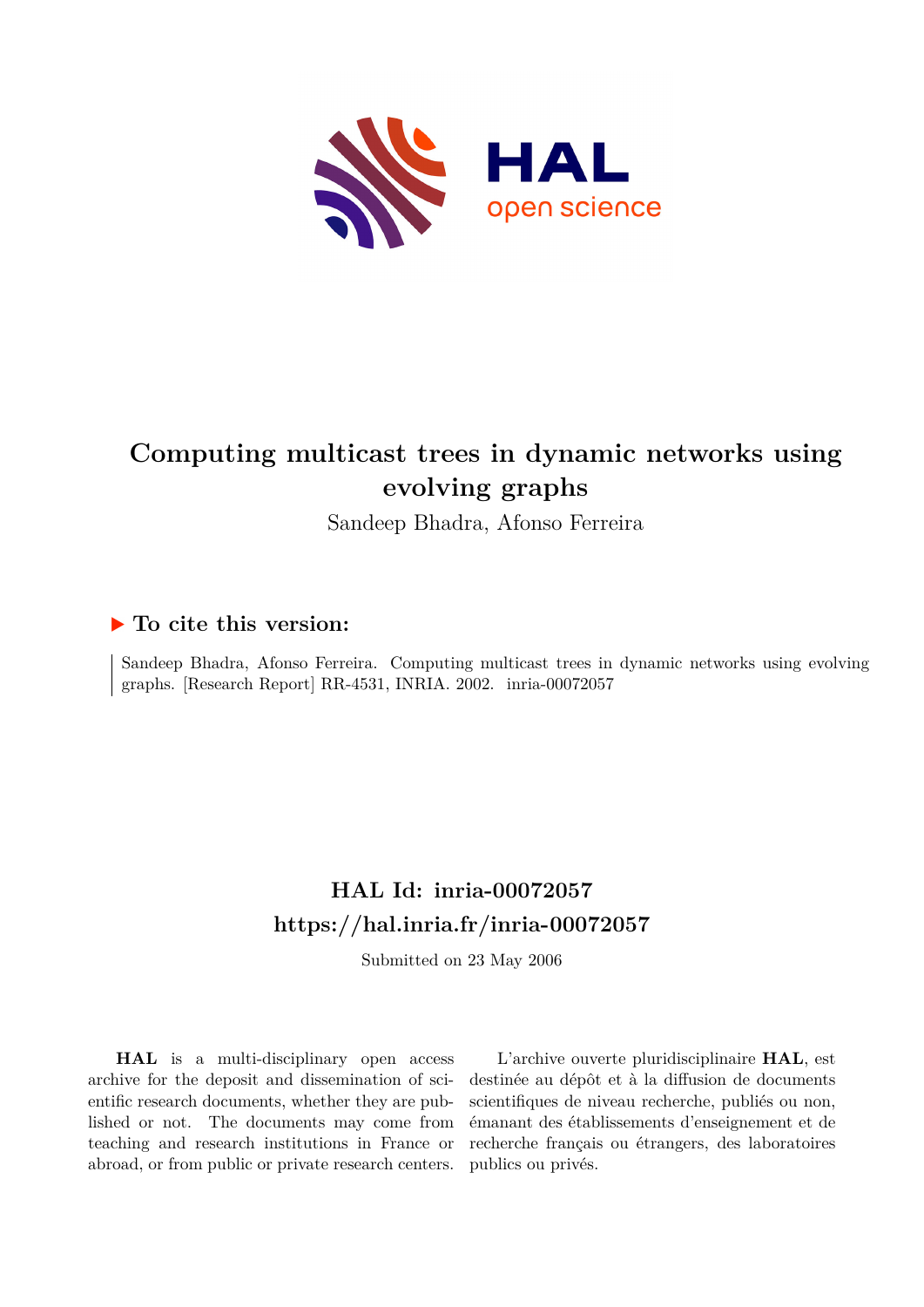# Computing multicast trees in dynamic networks using evolving graphs

Sandeep Bhadra, Afonso Ferreira

## ▶ To cite this version:

Sandeep Bhadra, Afonso Ferreira. Computing multicast trees in dynamic networks using evolving graphs. [Research Report] RR-4531, INRIA. 2002. inria-00072057

## HAL Id: inria-00072057
## https://hal.inria.fr/inria-00072057

Submitted on 23 May 2006

**HAL** is a multi-disciplinary open access archive for the deposit and dissemination of scientific research documents, whether they are published or not. The documents may come from teaching and research institutions in France or abroad, or from public or private research centers.

L'archive ouverte pluridisciplinaire **HAL**, est destinée au dépôt et à la diffusion de documents scientifiques de niveau recherche, publiés ou non, émanant des établissements d'enseignement et de recherche français ou étrangers, des laboratoires publics ou privés.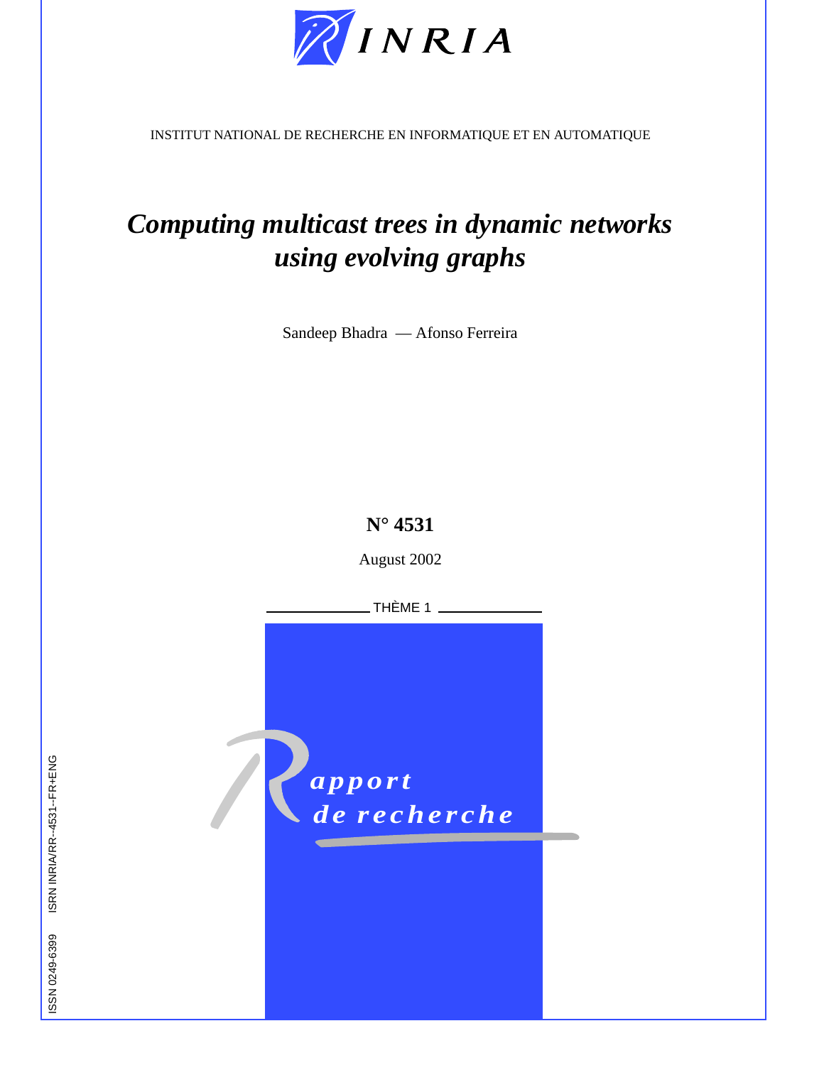INSTITUT NATIONAL DE RECHERCHE EN INFORMATIQUE ET EN AUTOMATIQUE

# *Computing multicast trees in dynamic networks using evolving graphs*

Sandeep Bhadra — Afonso Ferreira

**N° 4531**

August 2002

THÈME 1

*apport de recherche*

ISSN 0249-6399 ISRN INRIA/RR--4531--FR+ENG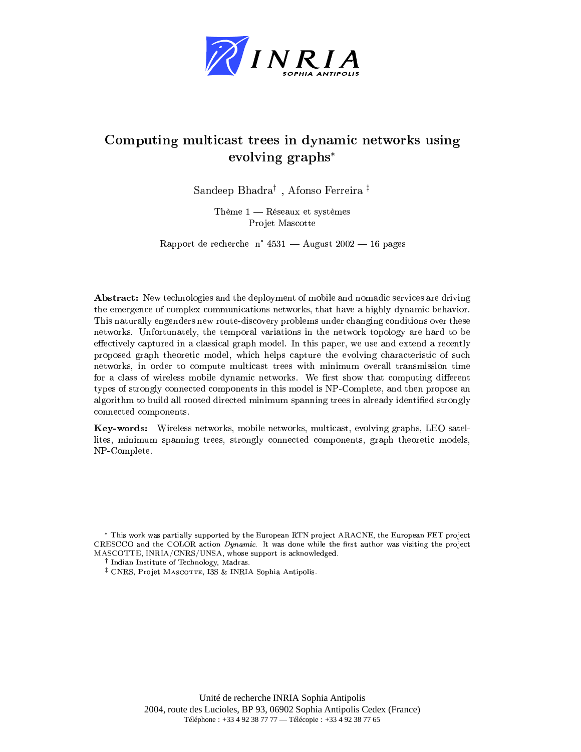# Computing multicast trees in dynamic networks using evolving graphs*

Sandeep Bhadra† , Afonso Ferreira ‡

Thème 1 — Réseaux et systèmes
Projet Mascotte

Rapport de recherche n° 4531 — August 2002 — 16 pages

**Abstract:** New technologies and the deployment of mobile and nomadic services are driving the emergence of complex communications networks, that have a highly dynamic behavior. This naturally engenders new route-discovery problems under changing conditions over these networks. Unfortunately, the temporal variations in the network topology are hard to be effectively captured in a classical graph model. In this paper, we use and extend a recently proposed graph theoretic model, which helps capture the evolving characteristic of such networks, in order to compute multicast trees with minimum overall transmission time for a class of wireless mobile dynamic networks. We first show that computing different types of strongly connected components in this model is NP-Complete, and then propose an algorithm to build all rooted directed minimum spanning trees in already identified strongly connected components.

**Key-words:** Wireless networks, mobile networks, multicast, evolving graphs, LEO satellites, minimum spanning trees, strongly connected components, graph theoretic models, NP-Complete.

\* This work was partially supported by the European RTN project ARACNE, the European FET project CRESCCO and the COLOR action *Dynamic*. It was done while the first author was visiting the project MASCOTTE, INRIA/CNRS/UNSA, whose support is acknowledged.

† Indian Institute of Technology, Madras.

‡ CNRS, Projet MASCOTTE, I3S & INRIA Sophia Antipolis.

Unité de recherche INRIA Sophia Antipolis
2004, route des Lucioles, BP 93, 06902 Sophia Antipolis Cedex (France)
Téléphone : +33 4 92 38 77 77 — Télécopie : +33 4 92 38 77 65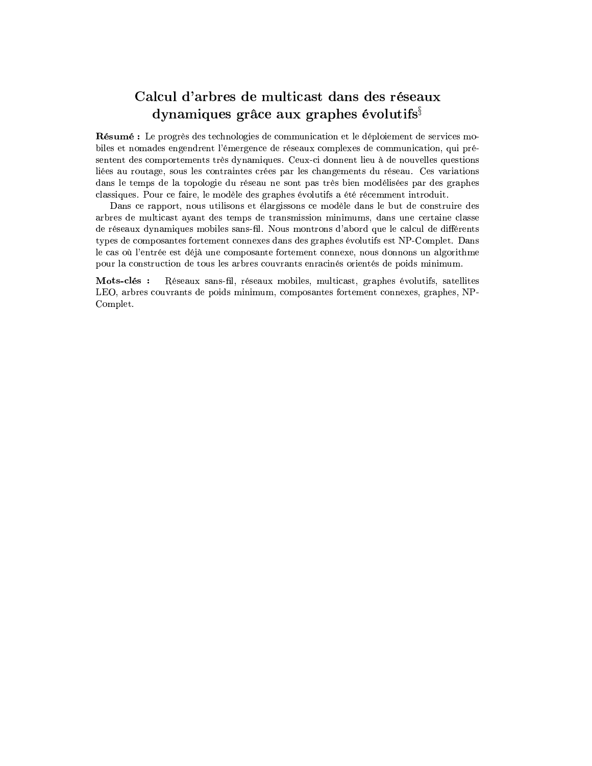# Calcul d'arbres de multicast dans des réseaux dynamiques grâce aux graphes évolutifs[§]

**Résumé :** Le progrès des technologies de communication et le déploiement de services mobiles et nomades engendrent l'émergence de réseaux complexes de communication, qui présentent des comportements très dynamiques. Ceux-ci donnent lieu à de nouvelles questions liées au routage, sous les contraintes crées par les changements du réseau. Ces variations dans le temps de la topologie du réseau ne sont pas très bien modélisées par des graphes classiques. Pour ce faire, le modèle des graphes évolutifs a été récemment introduit.

Dans ce rapport, nous utilisons et élargissons ce modèle dans le but de construire des arbres de multicast ayant des temps de transmission minimums, dans une certaine classe de réseaux dynamiques mobiles sans-fil. Nous montrons d'abord que le calcul de différents types de composantes fortement connexes dans des graphes évolutifs est NP-Complet. Dans le cas où l'entrée est déjà une composante fortement connexe, nous donnons un algorithme pour la construction de tous les arbres couvrants enracinés orientés de poids minimum.

**Mots-clés :** Réseaux sans-fil, réseaux mobiles, multicast, graphes évolutifs, satellites LEO, arbres couvrants de poids minimum, composantes fortement connexes, graphes, NP-Complet.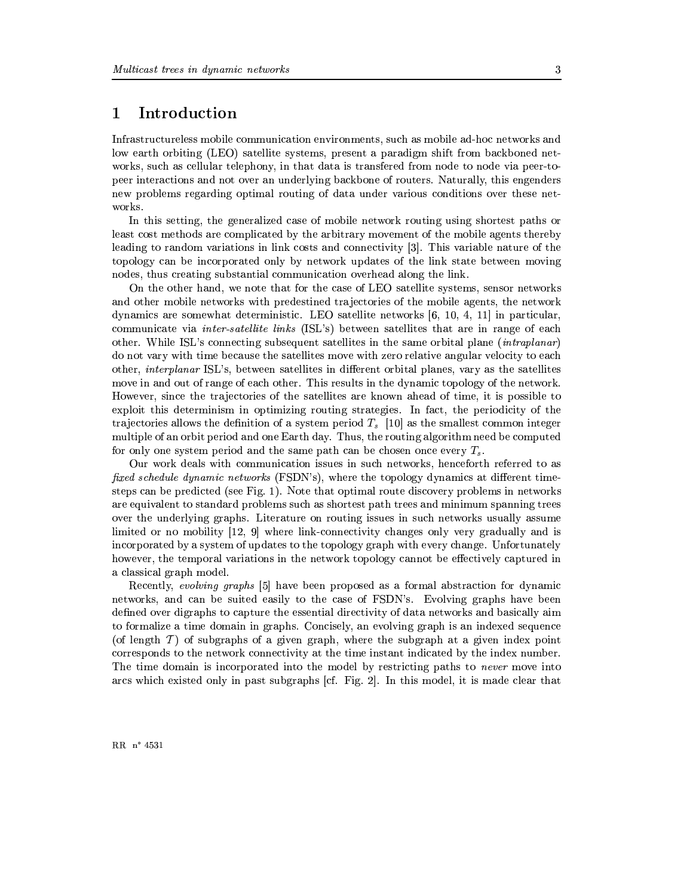# 1 Introduction

Infrastructureless mobile communication environments, such as mobile ad-hoc networks and low earth orbiting (LEO) satellite systems, present a paradigm shift from backboned networks, such as cellular telephony, in that data is transfered from node to node via peer-to-peer interactions and not over an underlying backbone of routers. Naturally, this engenders new problems regarding optimal routing of data under various conditions over these networks.

In this setting, the generalized case of mobile network routing using shortest paths or least cost methods are complicated by the arbitrary movement of the mobile agents thereby leading to random variations in link costs and connectivity [3]. This variable nature of the topology can be incorporated only by network updates of the link state between moving nodes, thus creating substantial communication overhead along the link.

On the other hand, we note that for the case of LEO satellite systems, sensor networks and other mobile networks with predestined trajectories of the mobile agents, the network dynamics are somewhat deterministic. LEO satellite networks [6, 10, 4, 11] in particular, communicate via *inter-satellite links* (ISL's) between satellites that are in range of each other. While ISL's connecting subsequent satellites in the same orbital plane (*intraplanar*) do not vary with time because the satellites move with zero relative angular velocity to each other, *interplanar* ISL's, between satellites in different orbital planes, vary as the satellites move in and out of range of each other. This results in the dynamic topology of the network. However, since the trajectories of the satellites are known ahead of time, it is possible to exploit this determinism in optimizing routing strategies. In fact, the periodicity of the trajectories allows the definition of a system period $T_s$ [10] as the smallest common integer multiple of an orbit period and one Earth day. Thus, the routing algorithm need be computed for only one system period and the same path can be chosen once every $T_s$.

Our work deals with communication issues in such networks, henceforth referred to as *fixed schedule dynamic networks* (FSDN's), where the topology dynamics at different time-steps can be predicted (see Fig. 1). Note that optimal route discovery problems in networks are equivalent to standard problems such as shortest path trees and minimum spanning trees over the underlying graphs. Literature on routing issues in such networks usually assume limited or no mobility [12, 9] where link-connectivity changes only very gradually and is incorporated by a system of updates to the topology graph with every change. Unfortunately however, the temporal variations in the network topology cannot be effectively captured in a classical graph model.

Recently, *evolving graphs* [5] have been proposed as a formal abstraction for dynamic networks, and can be suited easily to the case of FSDN's. Evolving graphs have been defined over digraphs to capture the essential directivity of data networks and basically aim to formalize a time domain in graphs. Concisely, an evolving graph is an indexed sequence (of length $\mathcal{T}$) of subgraphs of a given graph, where the subgraph at a given index point corresponds to the network connectivity at the time instant indicated by the index number. The time domain is incorporated into the model by restricting paths to *never* move into arcs which existed only in past subgraphs [cf. Fig. 2]. In this model, it is made clear that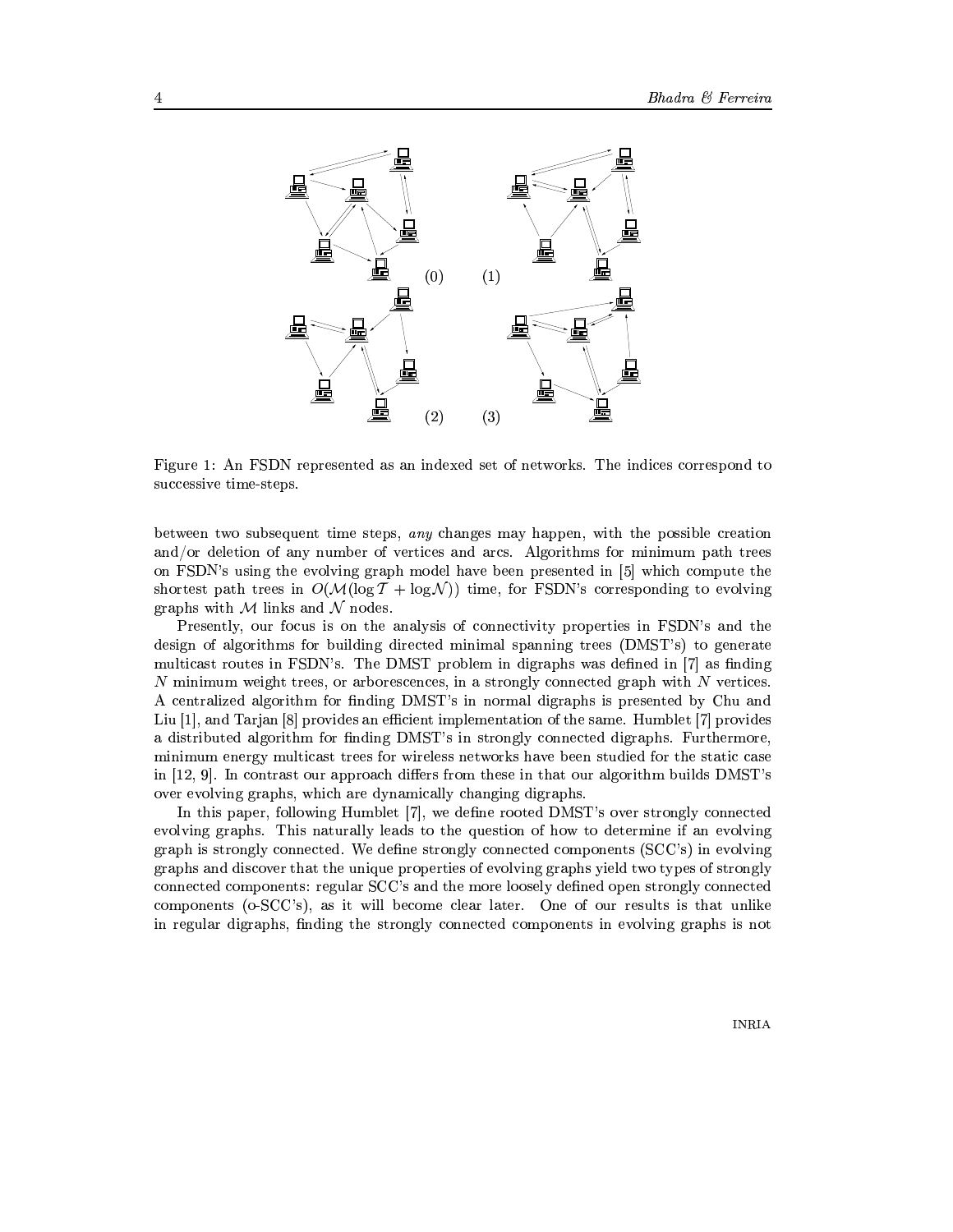Figure 1: An FSDN represented as an indexed set of networks. The indices correspond to successive time-steps.

between two subsequent time steps, *any* changes may happen, with the possible creation and/or deletion of any number of vertices and arcs. Algorithms for minimum path trees on FSDN's using the evolving graph model have been presented in [5] which compute the shortest path trees in $O(\mathcal{M}(\log \mathcal{T} + \log \mathcal{N}))$ time, for FSDN's corresponding to evolving graphs with $\mathcal{M}$ links and $\mathcal{N}$ nodes.

Presently, our focus is on the analysis of connectivity properties in FSDN's and the design of algorithms for building directed minimal spanning trees (DMST's) to generate multicast routes in FSDN's. The DMST problem in digraphs was defined in [7] as finding $N$ minimum weight trees, or arborescences, in a strongly connected graph with $N$ vertices. A centralized algorithm for finding DMST's in normal digraphs is presented by Chu and Liu [1], and Tarjan [8] provides an efficient implementation of the same. Humblet [7] provides a distributed algorithm for finding DMST's in strongly connected digraphs. Furthermore, minimum energy multicast trees for wireless networks have been studied for the static case in [12, 9]. In contrast our approach differs from these in that our algorithm builds DMST's over evolving graphs, which are dynamically changing digraphs.

In this paper, following Humblet [7], we define rooted DMST's over strongly connected evolving graphs. This naturally leads to the question of how to determine if an evolving graph is strongly connected. We define strongly connected components (SCC's) in evolving graphs and discover that the unique properties of evolving graphs yield two types of strongly connected components: regular SCC's and the more loosely defined open strongly connected components (o-SCC's), as it will become clear later. One of our results is that unlike in regular digraphs, finding the strongly connected components in evolving graphs is not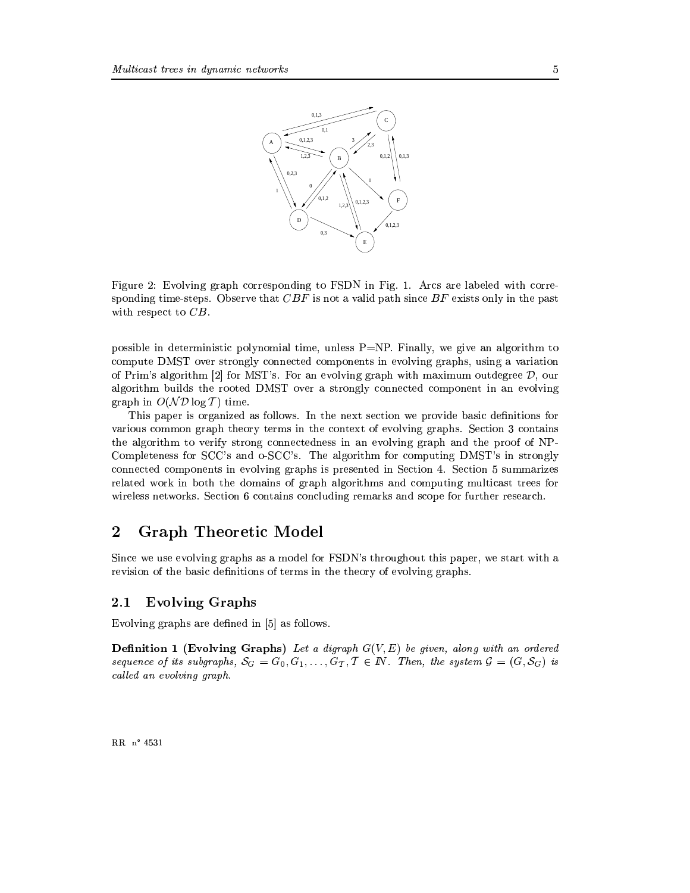Figure 2: Evolving graph corresponding to FSDN in Fig. 1. Arcs are labeled with corresponding time-steps. Observe that $CBF$ is not a valid path since $BF$ exists only in the past with respect to $CB$.

possible in deterministic polynomial time, unless P=NP. Finally, we give an algorithm to compute DMST over strongly connected components in evolving graphs, using a variation of Prim's algorithm [2] for MST's. For an evolving graph with maximum outdegree $\mathcal{D}$, our algorithm builds the rooted DMST over a strongly connected component in an evolving graph in $O(\mathcal{N}\mathcal{D}\log\mathcal{T})$ time.

This paper is organized as follows. In the next section we provide basic definitions for various common graph theory terms in the context of evolving graphs. Section 3 contains the algorithm to verify strong connectedness in an evolving graph and the proof of NP-Completeness for SCC's and o-SCC's. The algorithm for computing DMST's in strongly connected components in evolving graphs is presented in Section 4. Section 5 summarizes related work in both the domains of graph algorithms and computing multicast trees for wireless networks. Section 6 contains concluding remarks and scope for further research.

## 2 Graph Theoretic Model

Since we use evolving graphs as a model for FSDN's throughout this paper, we start with a revision of the basic definitions of terms in the theory of evolving graphs.

### 2.1 Evolving Graphs

Evolving graphs are defined in [5] as follows.

**Definition 1 (Evolving Graphs)** *Let a digraph $G(V, E)$ be given, along with an ordered sequence of its subgraphs, $\mathcal{S}_G = G_0, G_1, \ldots, G_\mathcal{T}, \mathcal{T} \in \mathbb{N}$. Then, the system $\mathcal{G} = (G, \mathcal{S}_G)$ is called an evolving graph.*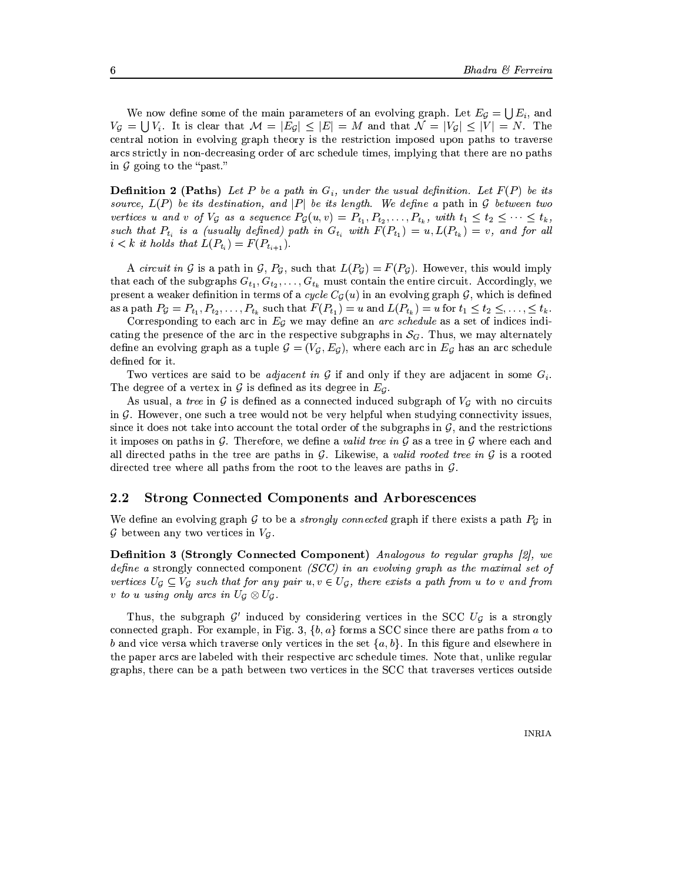We now define some of the main parameters of an evolving graph. Let $E_{\mathcal{G}} = \bigcup E_i$, and $V_{\mathcal{G}} = \bigcup V_i$. It is clear that $\mathcal{M} = |E_{\mathcal{G}}| \leq |E| = M$ and that $\mathcal{N} = |V_{\mathcal{G}}| \leq |V| = N$. The central notion in evolving graph theory is the restriction imposed upon paths to traverse arcs strictly in non-decreasing order of arc schedule times, implying that there are no paths in $\mathcal{G}$ going to the "past."

**Definition 2 (Paths)** *Let $P$ be a path in $G_i$, under the usual definition. Let $F(P)$ be its source, $L(P)$ be its destination, and $|P|$ be its length. We define a* path in $\mathcal{G}$ *between two vertices $u$ and $v$ of $V_{\mathcal{G}}$ as a sequence $P_{\mathcal{G}}(u,v) = P_{t_1}, P_{t_2}, \ldots, P_{t_k}$, with $t_1 \leq t_2 \leq \cdots \leq t_k$, such that $P_{t_i}$ is a (usually defined) path in $G_{t_i}$ with $F(P_{t_1}) = u, L(P_{t_k}) = v$, and for all $i < k$ it holds that $L(P_{t_i}) = F(P_{t_{i+1}})$.*

A *circuit in $\mathcal{G}$* is a path in $\mathcal{G}$, $P_{\mathcal{G}}$, such that $L(P_{\mathcal{G}}) = F(P_{\mathcal{G}})$. However, this would imply that each of the subgraphs $G_{t_1}, G_{t_2}, \ldots, G_{t_k}$ must contain the entire circuit. Accordingly, we present a weaker definition in terms of a *cycle* $C_{\mathcal{G}}(u)$ in an evolving graph $\mathcal{G}$, which is defined as a path $P_{\mathcal{G}} = P_{t_1}, P_{t_2}, \ldots, P_{t_k}$ such that $F(P_{t_1}) = u$ and $L(P_{t_k}) = u$ for $t_1 \leq t_2 \leq, \ldots, \leq t_k$.

Corresponding to each arc in $E_{\mathcal{G}}$ we may define an *arc schedule* as a set of indices indicating the presence of the arc in the respective subgraphs in $\mathcal{S}_G$. Thus, we may alternately define an evolving graph as a tuple $\mathcal{G} = (V_{\mathcal{G}}, E_{\mathcal{G}})$, where each arc in $E_{\mathcal{G}}$ has an arc schedule defined for it.

Two vertices are said to be *adjacent in $\mathcal{G}$* if and only if they are adjacent in some $G_i$. The degree of a vertex in $\mathcal{G}$ is defined as its degree in $E_{\mathcal{G}}$.

As usual, a *tree* in $\mathcal{G}$ is defined as a connected induced subgraph of $V_{\mathcal{G}}$ with no circuits in $\mathcal{G}$. However, one such a tree would not be very helpful when studying connectivity issues, since it does not take into account the total order of the subgraphs in $\mathcal{G}$, and the restrictions it imposes on paths in $\mathcal{G}$. Therefore, we define a *valid tree in $\mathcal{G}$* as a tree in $\mathcal{G}$ where each and all directed paths in the tree are paths in $\mathcal{G}$. Likewise, a *valid rooted tree in $\mathcal{G}$* is a rooted directed tree where all paths from the root to the leaves are paths in $\mathcal{G}$.

## 2.2 Strong Connected Components and Arborescences

We define an evolving graph $\mathcal{G}$ to be a *strongly connected* graph if there exists a path $P_{\mathcal{G}}$ in $\mathcal{G}$ between any two vertices in $V_{\mathcal{G}}$.

**Definition 3 (Strongly Connected Component)** *Analogous to regular graphs [2], we define a* strongly connected component *(SCC) in an evolving graph as the maximal set of vertices $U_{\mathcal{G}} \subseteq V_{\mathcal{G}}$ such that for any pair $u, v \in U_{\mathcal{G}}$, there exists a path from $u$ to $v$ and from $v$ to $u$ using only arcs in $U_{\mathcal{G}} \otimes U_{\mathcal{G}}$.*

Thus, the subgraph $\mathcal{G}'$ induced by considering vertices in the SCC $U_{\mathcal{G}}$ is a strongly connected graph. For example, in Fig. 3, $\{b, a\}$ forms a SCC since there are paths from $a$ to $b$ and vice versa which traverse only vertices in the set $\{a, b\}$. In this figure and elsewhere in the paper arcs are labeled with their respective arc schedule times. Note that, unlike regular graphs, there can be a path between two vertices in the SCC that traverses vertices outside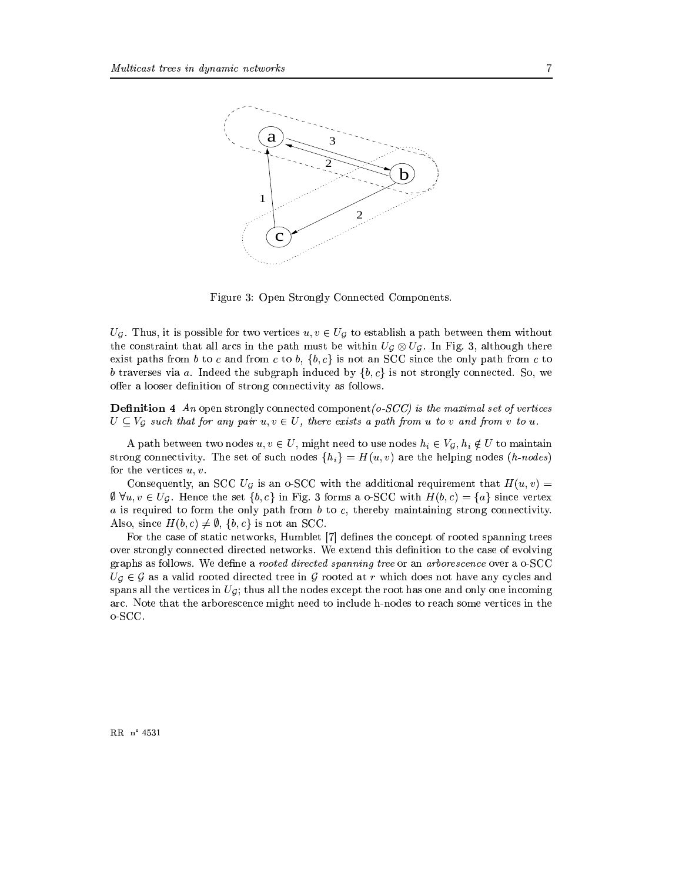Figure 3: Open Strongly Connected Components.

$U_{\mathcal{G}}$. Thus, it is possible for two vertices $u, v \in U_{\mathcal{G}}$ to establish a path between them without the constraint that all arcs in the path must be within $U_{\mathcal{G}} \otimes U_{\mathcal{G}}$. In Fig. 3, although there exist paths from $b$ to $c$ and from $c$ to $b$, $\{b, c\}$ is not an SCC since the only path from $c$ to $b$ traverses via $a$. Indeed the subgraph induced by $\{b, c\}$ is not strongly connected. So, we offer a looser definition of strong connectivity as follows.

**Definition 4** *An* open strongly connected component*(o-SCC) is the maximal set of vertices $U \subseteq V_{\mathcal{G}}$ such that for any pair $u, v \in U$, there exists a path from $u$ to $v$ and from $v$ to $u$.*

A path between two nodes $u, v \in U$, might need to use nodes $h_i \in V_{\mathcal{G}}, h_i \notin U$ to maintain strong connectivity. The set of such nodes $\{h_i\} = H(u, v)$ are the helping nodes (*h-nodes*) for the vertices $u, v$.

Consequently, an SCC $U_{\mathcal{G}}$ is an o-SCC with the additional requirement that $H(u, v) = \emptyset \; \forall u, v \in U_{\mathcal{G}}$. Hence the set $\{b, c\}$ in Fig. 3 forms a o-SCC with $H(b, c) = \{a\}$ since vertex $a$ is required to form the only path from $b$ to $c$, thereby maintaining strong connectivity. Also, since $H(b, c) \neq \emptyset$, $\{b, c\}$ is not an SCC.

For the case of static networks, Humblet [7] defines the concept of rooted spanning trees over strongly connected directed networks. We extend this definition to the case of evolving graphs as follows. We define a *rooted directed spanning tree* or an *arborescence* over a o-SCC $U_{\mathcal{G}} \in \mathcal{G}$ as a valid rooted directed tree in $\mathcal{G}$ rooted at $r$ which does not have any cycles and spans all the vertices in $U_{\mathcal{G}}$; thus all the nodes except the root has one and only one incoming arc. Note that the arborescence might need to include h-nodes to reach some vertices in the o-SCC.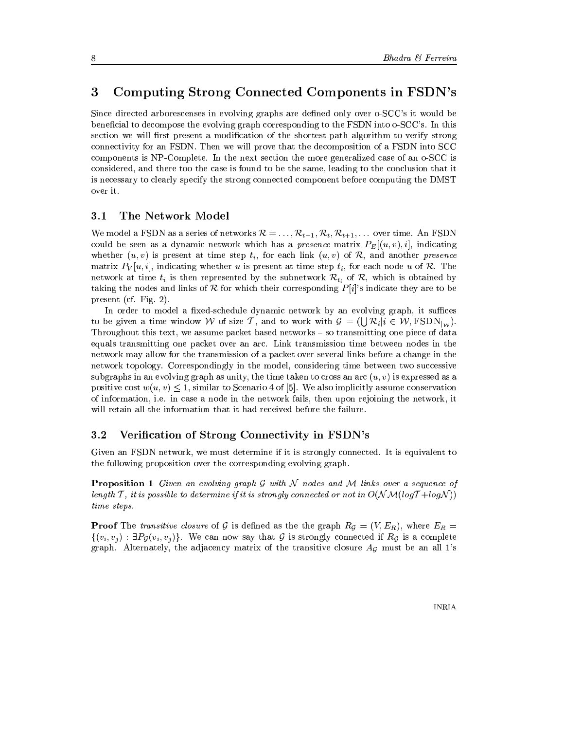## 3 Computing Strong Connected Components in FSDN's

Since directed arborescenses in evolving graphs are defined only over o-SCC's it would be beneficial to decompose the evolving graph corresponding to the FSDN into o-SCC's. In this section we will first present a modification of the shortest path algorithm to verify strong connectivity for an FSDN. Then we will prove that the decomposition of a FSDN into SCC components is NP-Complete. In the next section the more generalized case of an o-SCC is considered, and there too the case is found to be the same, leading to the conclusion that it is necessary to clearly specify the strong connected component before computing the DMST over it.

### 3.1 The Network Model

We model a FSDN as a series of networks $\mathcal{R} = \ldots, \mathcal{R}_{t-1}, \mathcal{R}_t, \mathcal{R}_{t+1}, \ldots$ over time. An FSDN could be seen as a dynamic network which has a *presence* matrix $P_E[(u,v), i]$, indicating whether $(u,v)$ is present at time step $t_i$, for each link $(u,v)$ of $\mathcal{R}$, and another *presence* matrix $P_V[u,i]$, indicating whether $u$ is present at time step $t_i$, for each node $u$ of $\mathcal{R}$. The network at time $t_i$ is then represented by the subnetwork $\mathcal{R}_{t_i}$ of $\mathcal{R}$, which is obtained by taking the nodes and links of $\mathcal{R}$ for which their corresponding $P[i]$'s indicate they are to be present (cf. Fig. 2).

In order to model a fixed-schedule dynamic network by an evolving graph, it suffices to be given a time window $\mathcal{W}$ of size $\mathcal{T}$, and to work with $\mathcal{G} = (\bigcup \mathcal{R}_i | i \in \mathcal{W}, \mathrm{FSDN}_{|\mathcal{W}})$. Throughout this text, we assume packet based networks – so transmitting one piece of data equals transmitting one packet over an arc. Link transmission time between nodes in the network may allow for the transmission of a packet over several links before a change in the network topology. Correspondingly in the model, considering time between two successive subgraphs in an evolving graph as unity, the time taken to cross an arc $(u,v)$ is expressed as a positive cost $w(u,v) \leq 1$, similar to Scenario 4 of [5]. We also implicitly assume conservation of information, i.e. in case a node in the network fails, then upon rejoining the network, it will retain all the information that it had received before the failure.

### 3.2 Verification of Strong Connectivity in FSDN's

Given an FSDN network, we must determine if it is strongly connected. It is equivalent to the following proposition over the corresponding evolving graph.

**Proposition 1** *Given an evolving graph $\mathcal{G}$ with $\mathcal{N}$ nodes and $\mathcal{M}$ links over a sequence of length $\mathcal{T}$, it is possible to determine if it is strongly connected or not in $O(\mathcal{N}\mathcal{M}(log\mathcal{T} + log\mathcal{N}))$ time steps.*

**Proof** The *transitive closure* of $\mathcal{G}$ is defined as the the graph $R_{\mathcal{G}} = (V, E_R)$, where $E_R = \{(v_i, v_j) : \exists P_{\mathcal{G}}(v_i, v_j)\}$. We can now say that $\mathcal{G}$ is strongly connected if $R_{\mathcal{G}}$ is a complete graph. Alternately, the adjacency matrix of the transitive closure $A_{\mathcal{G}}$ must be an all 1's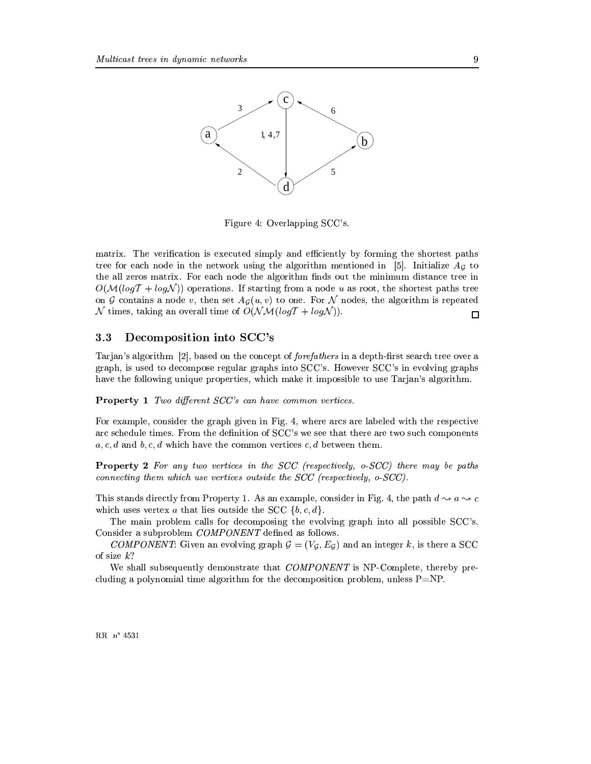Figure 4: Overlapping SCC's.

matrix. The verification is executed simply and efficiently by forming the shortest paths tree for each node in the network using the algorithm mentioned in [5]. Initialize $A_{\mathcal{G}}$ to the all zeros matrix. For each node the algorithm finds out the minimum distance tree in $O(\mathcal{M}(log\mathcal{T} + log\mathcal{N}))$ operations. If starting from a node $u$ as root, the shortest paths tree on $\mathcal{G}$ contains a node $v$, then set $A_{\mathcal{G}}(u, v)$ to one. For $\mathcal{N}$ nodes, the algorithm is repeated $\mathcal{N}$ times, taking an overall time of $O(\mathcal{N}\mathcal{M}(log\mathcal{T} + log\mathcal{N}))$. □

### 3.3 Decomposition into SCC's

Tarjan's algorithm [2], based on the concept of *forefathers* in a depth-first search tree over a graph, is used to decompose regular graphs into SCC's. However SCC's in evolving graphs have the following unique properties, which make it impossible to use Tarjan's algorithm.

**Property 1** *Two different SCC's can have common vertices.*

For example, consider the graph given in Fig. 4, where arcs are labeled with the respective arc schedule times. From the definition of SCC's we see that there are two such components $a, c, d$ and $b, c, d$ which have the common vertices $c, d$ between them.

**Property 2** *For any two vertices in the SCC (respectively, o-SCC) there may be paths connecting them which use vertices outside the SCC (respectively, o-SCC).*

This stands directly from Property 1. As an example, consider in Fig. 4, the path $d \rightsquigarrow a \rightsquigarrow c$ which uses vertex $a$ that lies outside the SCC $\{b, c, d\}$.

The main problem calls for decomposing the evolving graph into all possible SCC's. Consider a subproblem *COMPONENT* defined as follows.

*COMPONENT*: Given an evolving graph $\mathcal{G} = (V_{\mathcal{G}}, E_{\mathcal{G}})$ and an integer $k$, is there a SCC of size $k$?

We shall subsequently demonstrate that *COMPONENT* is NP-Complete, thereby precluding a polynomial time algorithm for the decomposition problem, unless P=NP.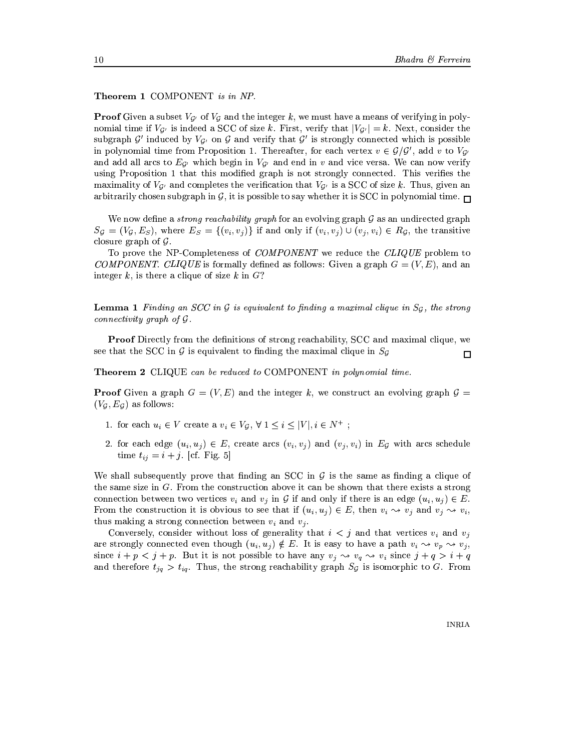**Theorem 1** COMPONENT *is in NP.*

**Proof** Given a subset $V_{\mathcal{G}'}$ of $V_{\mathcal{G}}$ and the integer $k$, we must have a means of verifying in polynomial time if $V_{\mathcal{G}'}$ is indeed a SCC of size $k$. First, verify that $|V_{\mathcal{G}'}| = k$. Next, consider the subgraph $\mathcal{G}'$ induced by $V_{\mathcal{G}'}$ on $\mathcal{G}$ and verify that $\mathcal{G}'$ is strongly connected which is possible in polynomial time from Proposition 1. Thereafter, for each vertex $v \in \mathcal{G}/\mathcal{G}'$, add $v$ to $V_{\mathcal{G}'}$ and add all arcs to $E_{\mathcal{G}'}$ which begin in $V_{\mathcal{G}'}$ and end in $v$ and vice versa. We can now verify using Proposition 1 that this modified graph is not strongly connected. This verifies the maximality of $V_{\mathcal{G}'}$ and completes the verification that $V_{\mathcal{G}'}$ is a SCC of size $k$. Thus, given an arbitrarily chosen subgraph in $\mathcal{G}$, it is possible to say whether it is SCC in polynomial time. $\square$

We now define a *strong reachability graph* for an evolving graph $\mathcal{G}$ as an undirected graph $S_{\mathcal{G}} = (V_{\mathcal{G}}, E_S)$, where $E_S = \{(v_i, v_j)\}$ if and only if $(v_i, v_j) \cup (v_j, v_i) \in R_{\mathcal{G}}$, the transitive closure graph of $\mathcal{G}$.

To prove the NP-Completeness of *COMPONENT* we reduce the *CLIQUE* problem to *COMPONENT*. *CLIQUE* is formally defined as follows: Given a graph $G = (V, E)$, and an integer $k$, is there a clique of size $k$ in $G$?

**Lemma 1** *Finding an SCC in $\mathcal{G}$ is equivalent to finding a maximal clique in $S_{\mathcal{G}}$, the strong connectivity graph of $\mathcal{G}$.*

**Proof** Directly from the definitions of strong reachability, SCC and maximal clique, we see that the SCC in $\mathcal{G}$ is equivalent to finding the maximal clique in $S_{\mathcal{G}}$ $\square$

**Theorem 2** CLIQUE *can be reduced to* COMPONENT *in polynomial time.*

**Proof** Given a graph $G = (V, E)$ and the integer $k$, we construct an evolving graph $\mathcal{G} = (V_{\mathcal{G}}, E_{\mathcal{G}})$ as follows:

1. for each $u_i \in V$ create a $v_i \in V_{\mathcal{G}}$, $\forall\, 1 \leq i \leq |V|, i \in N^+$ ;
2. for each edge $(u_i, u_j) \in E$, create arcs $(v_i, v_j)$ and $(v_j, v_i)$ in $E_{\mathcal{G}}$ with arcs schedule time $t_{ij} = i + j$. [cf. Fig. 5]

We shall subsequently prove that finding an SCC in $\mathcal{G}$ is the same as finding a clique of the same size in $G$. From the construction above it can be shown that there exists a strong connection between two vertices $v_i$ and $v_j$ in $\mathcal{G}$ if and only if there is an edge $(u_i, u_j) \in E$. From the construction it is obvious to see that if $(u_i, u_j) \in E$, then $v_i \rightsquigarrow v_j$ and $v_j \rightsquigarrow v_i$, thus making a strong connection between $v_i$ and $v_j$.

Conversely, consider without loss of generality that $i < j$ and that vertices $v_i$ and $v_j$ are strongly connected even though $(u_i, u_j) \notin E$. It is easy to have a path $v_i \rightsquigarrow v_p \rightsquigarrow v_j$, since $i + p < j + p$. But it is not possible to have any $v_j \rightsquigarrow v_q \rightsquigarrow v_i$ since $j + q > i + q$ and therefore $t_{jq} > t_{iq}$. Thus, the strong reachability graph $S_{\mathcal{G}}$ is isomorphic to $G$. From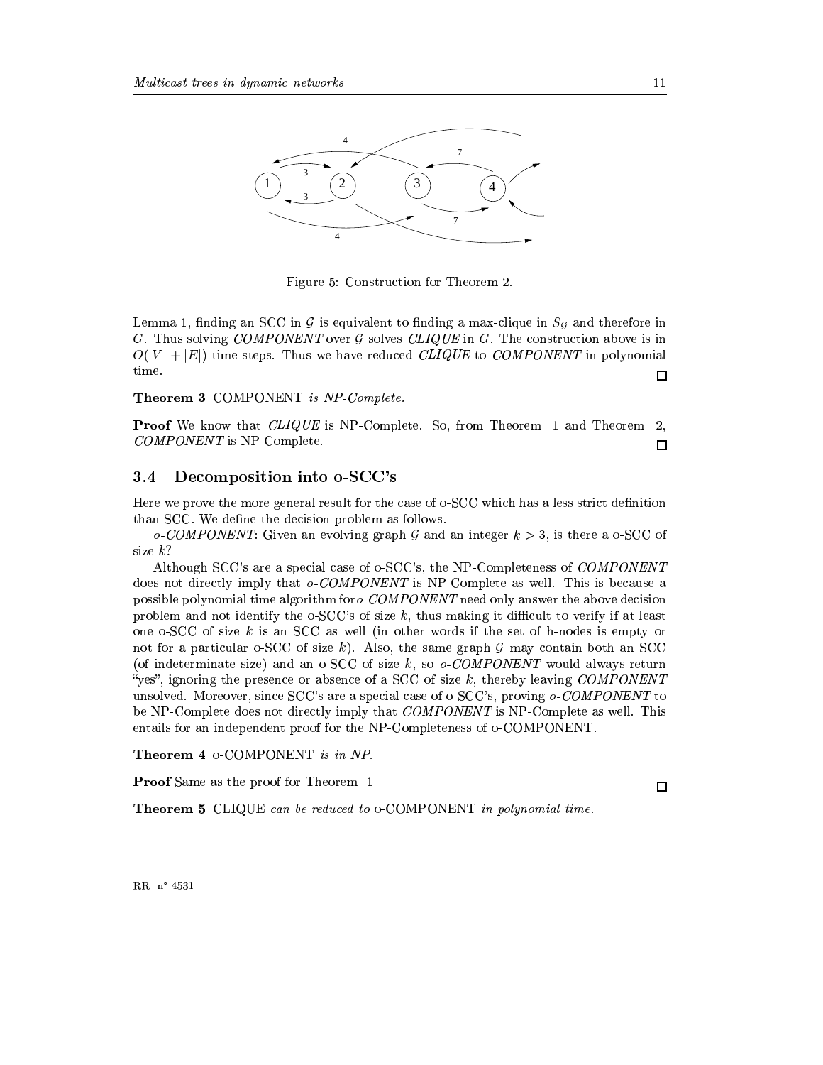Figure 5: Construction for Theorem 2.

Lemma 1, finding an SCC in $\mathcal{G}$ is equivalent to finding a max-clique in $S_{\mathcal{G}}$ and therefore in $G$. Thus solving *COMPONENT* over $\mathcal{G}$ solves *CLIQUE* in $G$. The construction above is in $O(|V| + |E|)$ time steps. Thus we have reduced *CLIQUE* to *COMPONENT* in polynomial time. □

**Theorem 3** COMPONENT *is NP-Complete.*

**Proof** We know that *CLIQUE* is NP-Complete. So, from Theorem 1 and Theorem 2, *COMPONENT* is NP-Complete. □

## 3.4 Decomposition into o-SCC's

Here we prove the more general result for the case of o-SCC which has a less strict definition than SCC. We define the decision problem as follows.

*o-COMPONENT*: Given an evolving graph $\mathcal{G}$ and an integer $k > 3$, is there a o-SCC of size $k$?

Although SCC's are a special case of o-SCC's, the NP-Completeness of *COMPONENT* does not directly imply that *o-COMPONENT* is NP-Complete as well. This is because a possible polynomial time algorithm for *o-COMPONENT* need only answer the above decision problem and not identify the o-SCC's of size $k$, thus making it difficult to verify if at least one o-SCC of size $k$ is an SCC as well (in other words if the set of h-nodes is empty or not for a particular o-SCC of size $k$). Also, the same graph $\mathcal{G}$ may contain both an SCC (of indeterminate size) and an o-SCC of size $k$, so *o-COMPONENT* would always return "yes", ignoring the presence or absence of a SCC of size $k$, thereby leaving *COMPONENT* unsolved. Moreover, since SCC's are a special case of o-SCC's, proving *o-COMPONENT* to be NP-Complete does not directly imply that *COMPONENT* is NP-Complete as well. This entails for an independent proof for the NP-Completeness of o-COMPONENT.

**Theorem 4** o-COMPONENT *is in NP.*

**Proof** Same as the proof for Theorem 1 □

**Theorem 5** CLIQUE *can be reduced to* o-COMPONENT *in polynomial time.*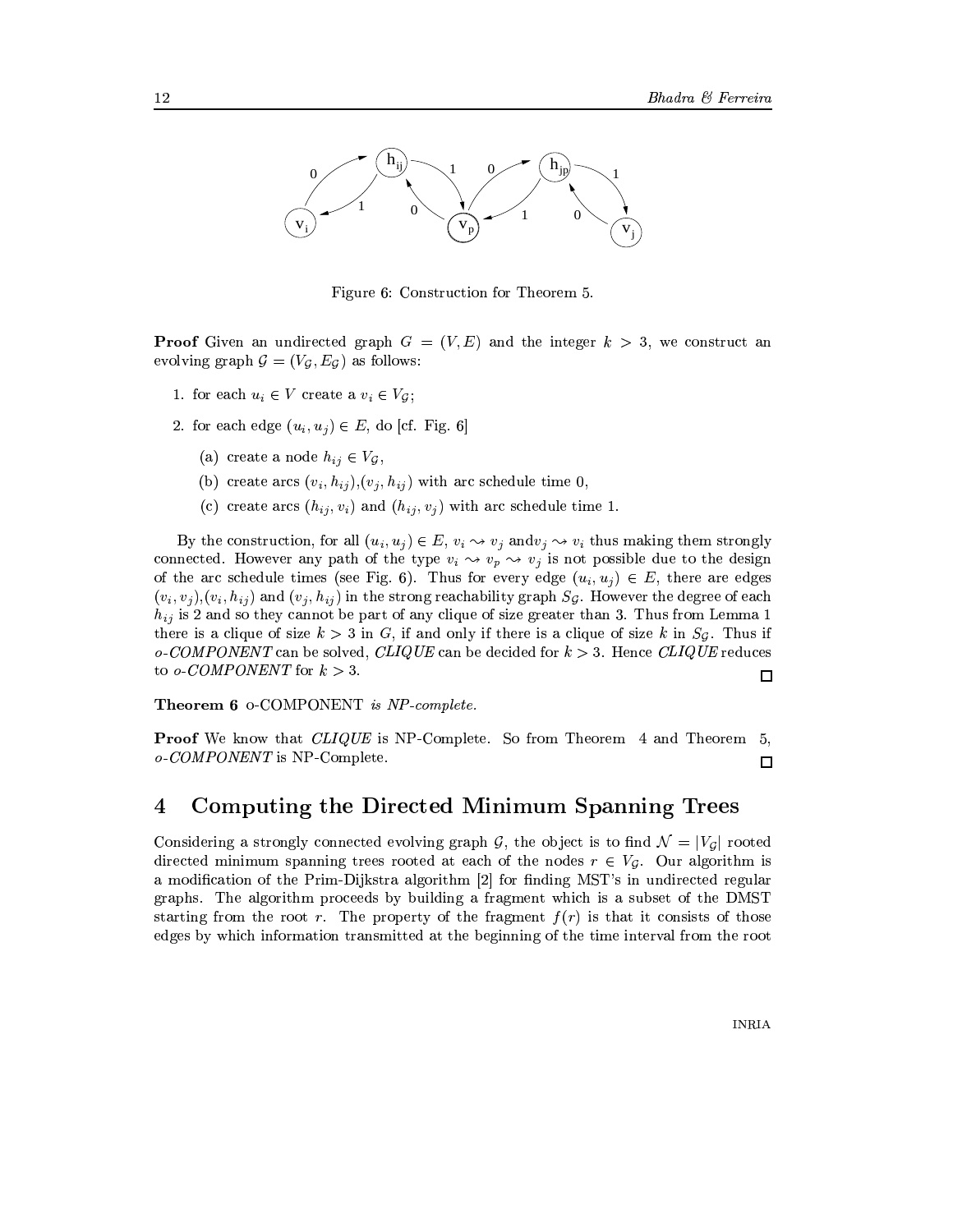Figure 6: Construction for Theorem 5.

**Proof** Given an undirected graph $G = (V, E)$ and the integer $k > 3$, we construct an evolving graph $\mathcal{G} = (V_\mathcal{G}, E_\mathcal{G})$ as follows:

1. for each $u_i \in V$ create a $v_i \in V_\mathcal{G}$;
2. for each edge $(u_i, u_j) \in E$, do [cf. Fig. 6]
   (a) create a node $h_{ij} \in V_\mathcal{G}$,
   (b) create arcs $(v_i, h_{ij})$,$(v_j, h_{ij})$ with arc schedule time 0,
   (c) create arcs $(h_{ij}, v_i)$ and $(h_{ij}, v_j)$ with arc schedule time 1.

By the construction, for all $(u_i, u_j) \in E$, $v_i \rightsquigarrow v_j$ and$v_j \rightsquigarrow v_i$ thus making them strongly connected. However any path of the type $v_i \rightsquigarrow v_p \rightsquigarrow v_j$ is not possible due to the design of the arc schedule times (see Fig. 6). Thus for every edge $(u_i, u_j) \in E$, there are edges $(v_i, v_j)$,$(v_i, h_{ij})$ and $(v_j, h_{ij})$ in the strong reachability graph $S_\mathcal{G}$. However the degree of each $h_{ij}$ is 2 and so they cannot be part of any clique of size greater than 3. Thus from Lemma 1 there is a clique of size $k > 3$ in $G$, if and only if there is a clique of size $k$ in $S_\mathcal{G}$. Thus if *o-COMPONENT* can be solved, *CLIQUE* can be decided for $k > 3$. Hence *CLIQUE* reduces to *o-COMPONENT* for $k > 3$. □

**Theorem 6** o-COMPONENT *is NP-complete.*

**Proof** We know that *CLIQUE* is NP-Complete. So from Theorem 4 and Theorem 5, *o-COMPONENT* is NP-Complete. □

# 4 Computing the Directed Minimum Spanning Trees

Considering a strongly connected evolving graph $\mathcal{G}$, the object is to find $\mathcal{N} = |V_\mathcal{G}|$ rooted directed minimum spanning trees rooted at each of the nodes $r \in V_\mathcal{G}$. Our algorithm is a modification of the Prim-Dijkstra algorithm [2] for finding MST's in undirected regular graphs. The algorithm proceeds by building a fragment which is a subset of the DMST starting from the root $r$. The property of the fragment $f(r)$ is that it consists of those edges by which information transmitted at the beginning of the time interval from the root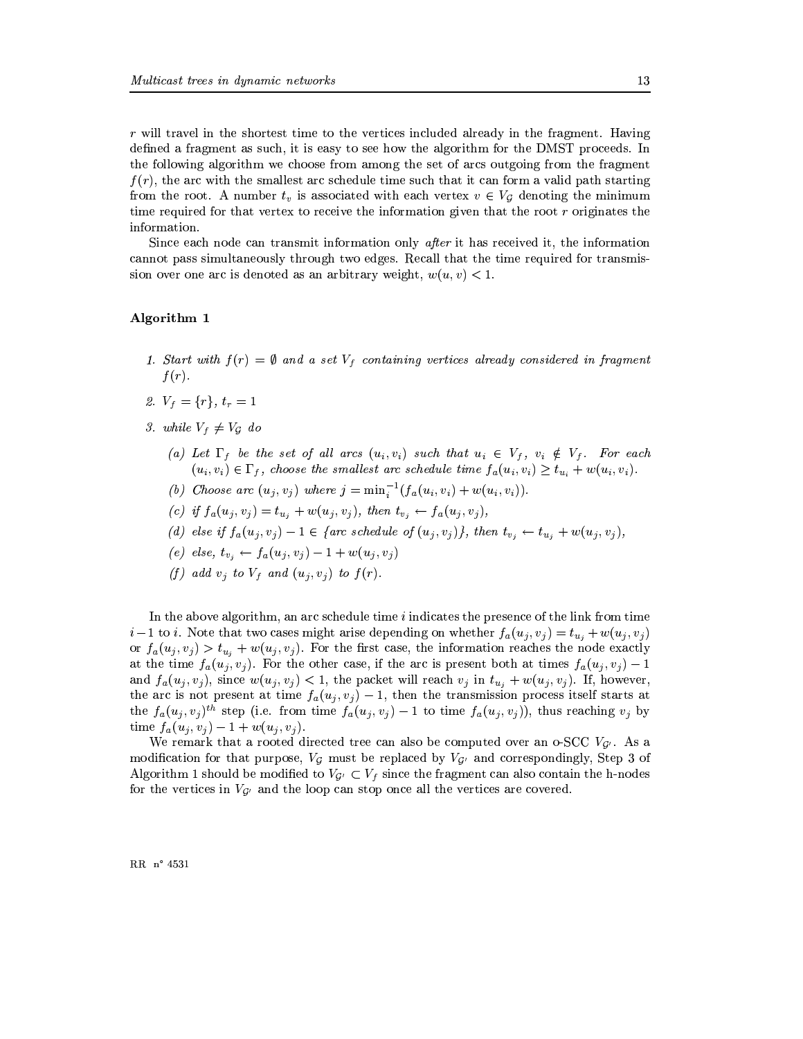$r$ will travel in the shortest time to the vertices included already in the fragment. Having defined a fragment as such, it is easy to see how the algorithm for the DMST proceeds. In the following algorithm we choose from among the set of arcs outgoing from the fragment $f(r)$, the arc with the smallest arc schedule time such that it can form a valid path starting from the root. A number $t_v$ is associated with each vertex $v \in V_G$ denoting the minimum time required for that vertex to receive the information given that the root $r$ originates the information.

Since each node can transmit information only *after* it has received it, the information cannot pass simultaneously through two edges. Recall that the time required for transmission over one arc is denoted as an arbitrary weight, $w(u, v) < 1$.

**Algorithm 1**

1. *Start with* $f(r) = \emptyset$ *and a set* $V_f$ *containing vertices already considered in fragment* $f(r)$.
2. $V_f = \{r\}$, $t_r = 1$
3. *while* $V_f \neq V_G$ *do*
   - (a) *Let* $\Gamma_f$ *be the set of all arcs* $(u_i, v_i)$ *such that* $u_i \in V_f$, $v_i \notin V_f$. *For each* $(u_i, v_i) \in \Gamma_f$, *choose the smallest arc schedule time* $f_a(u_i, v_i) \geq t_{u_i} + w(u_i, v_i)$.
   - (b) *Choose arc* $(u_j, v_j)$ *where* $j = \min_i^{-1}(f_a(u_i, v_i) + w(u_i, v_i))$.
   - (c) *if* $f_a(u_j, v_j) = t_{u_j} + w(u_j, v_j)$, *then* $t_{v_j} \leftarrow f_a(u_j, v_j)$,
   - (d) *else if* $f_a(u_j, v_j) - 1 \in$ *{arc schedule of* $(u_j, v_j)$*}, then* $t_{v_j} \leftarrow t_{u_j} + w(u_j, v_j)$,
   - (e) *else,* $t_{v_j} \leftarrow f_a(u_j, v_j) - 1 + w(u_j, v_j)$
   - (f) *add* $v_j$ *to* $V_f$ *and* $(u_j, v_j)$ *to* $f(r)$.

In the above algorithm, an arc schedule time $i$ indicates the presence of the link from time $i-1$ to $i$. Note that two cases might arise depending on whether $f_a(u_j, v_j) = t_{u_j} + w(u_j, v_j)$ or $f_a(u_j, v_j) > t_{u_j} + w(u_j, v_j)$. For the first case, the information reaches the node exactly at the time $f_a(u_j, v_j)$. For the other case, if the arc is present both at times $f_a(u_j, v_j) - 1$ and $f_a(u_j, v_j)$, since $w(u_j, v_j) < 1$, the packet will reach $v_j$ in $t_{u_j} + w(u_j, v_j)$. If, however, the arc is not present at time $f_a(u_j, v_j) - 1$, then the transmission process itself starts at the $f_a(u_j, v_j)^{th}$ step (i.e. from time $f_a(u_j, v_j) - 1$ to time $f_a(u_j, v_j)$), thus reaching $v_j$ by time $f_a(u_j, v_j) - 1 + w(u_j, v_j)$.

We remark that a rooted directed tree can also be computed over an o-SCC $V_{G'}$. As a modification for that purpose, $V_G$ must be replaced by $V_{G'}$ and correspondingly, Step 3 of Algorithm 1 should be modified to $V_{G'} \subset V_f$ since the fragment can also contain the h-nodes for the vertices in $V_{G'}$ and the loop can stop once all the vertices are covered.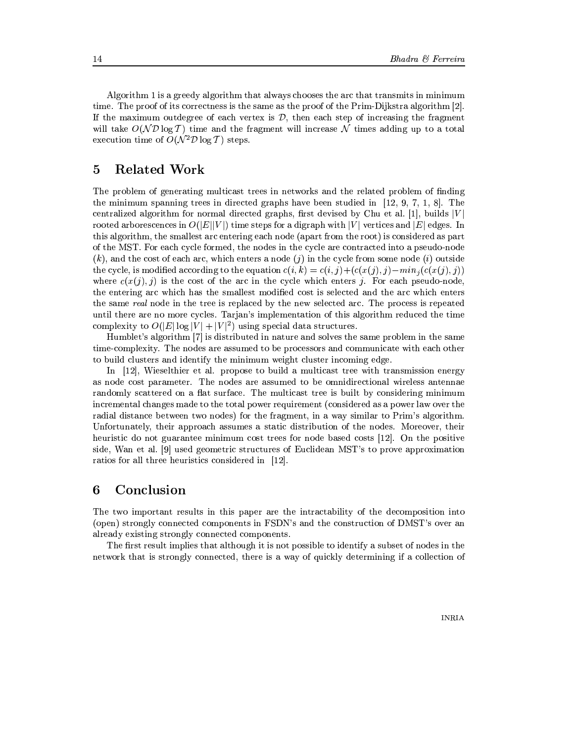Algorithm 1 is a greedy algorithm that always chooses the arc that transmits in minimum time. The proof of its correctness is the same as the proof of the Prim-Dijkstra algorithm [2]. If the maximum outdegree of each vertex is $\mathcal{D}$, then each step of increasing the fragment will take $O(\mathcal{N}\mathcal{D}\log\mathcal{T})$ time and the fragment will increase $\mathcal{N}$ times adding up to a total execution time of $O(\mathcal{N}^2\mathcal{D}\log\mathcal{T})$ steps.

# 5 Related Work

The problem of generating multicast trees in networks and the related problem of finding the minimum spanning trees in directed graphs have been studied in [12, 9, 7, 1, 8]. The centralized algorithm for normal directed graphs, first devised by Chu et al. [1], builds $|V|$ rooted arborescences in $O(|E||V|)$ time steps for a digraph with $|V|$ vertices and $|E|$ edges. In this algorithm, the smallest arc entering each node (apart from the root) is considered as part of the MST. For each cycle formed, the nodes in the cycle are contracted into a pseudo-node $(k)$, and the cost of each arc, which enters a node $(j)$ in the cycle from some node $(i)$ outside the cycle, is modified according to the equation $c(i,k) = c(i,j) + (c(x(j),j) - min_j(c(x(j),j))$ where $c(x(j),j)$ is the cost of the arc in the cycle which enters $j$. For each pseudo-node, the entering arc which has the smallest modified cost is selected and the arc which enters the same *real* node in the tree is replaced by the new selected arc. The process is repeated until there are no more cycles. Tarjan's implementation of this algorithm reduced the time complexity to $O(|E|\log|V| + |V|^2)$ using special data structures.

Humblet's algorithm [7] is distributed in nature and solves the same problem in the same time-complexity. The nodes are assumed to be processors and communicate with each other to build clusters and identify the minimum weight cluster incoming edge.

In [12], Wieselthier et al. propose to build a multicast tree with transmission energy as node cost parameter. The nodes are assumed to be omnidirectional wireless antennae randomly scattered on a flat surface. The multicast tree is built by considering minimum incremental changes made to the total power requirement (considered as a power law over the radial distance between two nodes) for the fragment, in a way similar to Prim's algorithm. Unfortunately, their approach assumes a static distribution of the nodes. Moreover, their heuristic do not guarantee minimum cost trees for node based costs [12]. On the positive side, Wan et al. [9] used geometric structures of Euclidean MST's to prove approximation ratios for all three heuristics considered in [12].

# 6 Conclusion

The two important results in this paper are the intractability of the decomposition into (open) strongly connected components in FSDN's and the construction of DMST's over an already existing strongly connected components.

The first result implies that although it is not possible to identify a subset of nodes in the network that is strongly connected, there is a way of quickly determining if a collection of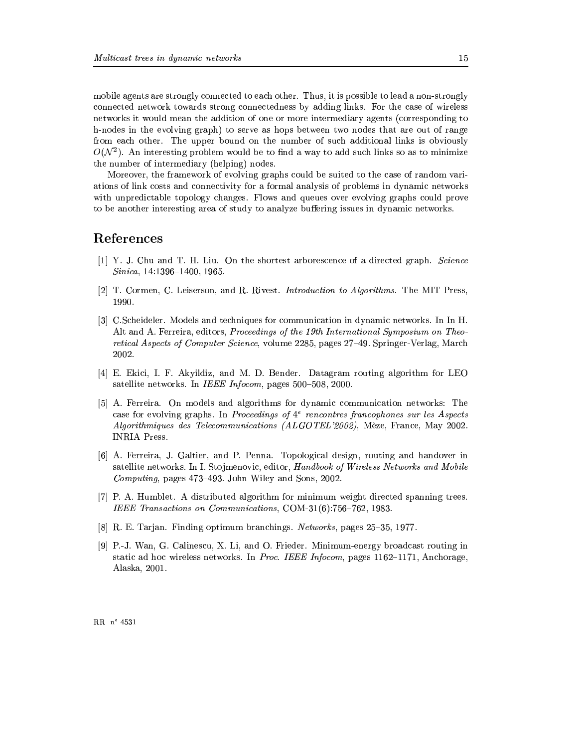mobile agents are strongly connected to each other. Thus, it is possible to lead a non-strongly connected network towards strong connectedness by adding links. For the case of wireless networks it would mean the addition of one or more intermediary agents (corresponding to h-nodes in the evolving graph) to serve as hops between two nodes that are out of range from each other. The upper bound on the number of such additional links is obviously $O(\mathcal{N}^2)$. An interesting problem would be to find a way to add such links so as to minimize the number of intermediary (helping) nodes.

Moreover, the framework of evolving graphs could be suited to the case of random variations of link costs and connectivity for a formal analysis of problems in dynamic networks with unpredictable topology changes. Flows and queues over evolving graphs could prove to be another interesting area of study to analyze buffering issues in dynamic networks.

# References

[1] Y. J. Chu and T. H. Liu. On the shortest arborescence of a directed graph. *Science Sinica*, 14:1396–1400, 1965.

[2] T. Cormen, C. Leiserson, and R. Rivest. *Introduction to Algorithms*. The MIT Press, 1990.

[3] C.Scheideler. Models and techniques for communication in dynamic networks. In In H. Alt and A. Ferreira, editors, *Proceedings of the 19th International Symposium on Theoretical Aspects of Computer Science*, volume 2285, pages 27–49. Springer-Verlag, March 2002.

[4] E. Ekici, I. F. Akyildiz, and M. D. Bender. Datagram routing algorithm for LEO satellite networks. In *IEEE Infocom*, pages 500–508, 2000.

[5] A. Ferreira. On models and algorithms for dynamic communication networks: The case for evolving graphs. In *Proceedings of 4ᵉ rencontres francophones sur les Aspects Algorithmiques des Telecommunications (ALGOTEL'2002)*, Mèze, France, May 2002. INRIA Press.

[6] A. Ferreira, J. Galtier, and P. Penna. Topological design, routing and handover in satellite networks. In I. Stojmenovic, editor, *Handbook of Wireless Networks and Mobile Computing*, pages 473–493. John Wiley and Sons, 2002.

[7] P. A. Humblet. A distributed algorithm for minimum weight directed spanning trees. *IEEE Transactions on Communications*, COM-31(6):756–762, 1983.

[8] R. E. Tarjan. Finding optimum branchings. *Networks*, pages 25–35, 1977.

[9] P.-J. Wan, G. Calinescu, X. Li, and O. Frieder. Minimum-energy broadcast routing in static ad hoc wireless networks. In *Proc. IEEE Infocom*, pages 1162–1171, Anchorage, Alaska, 2001.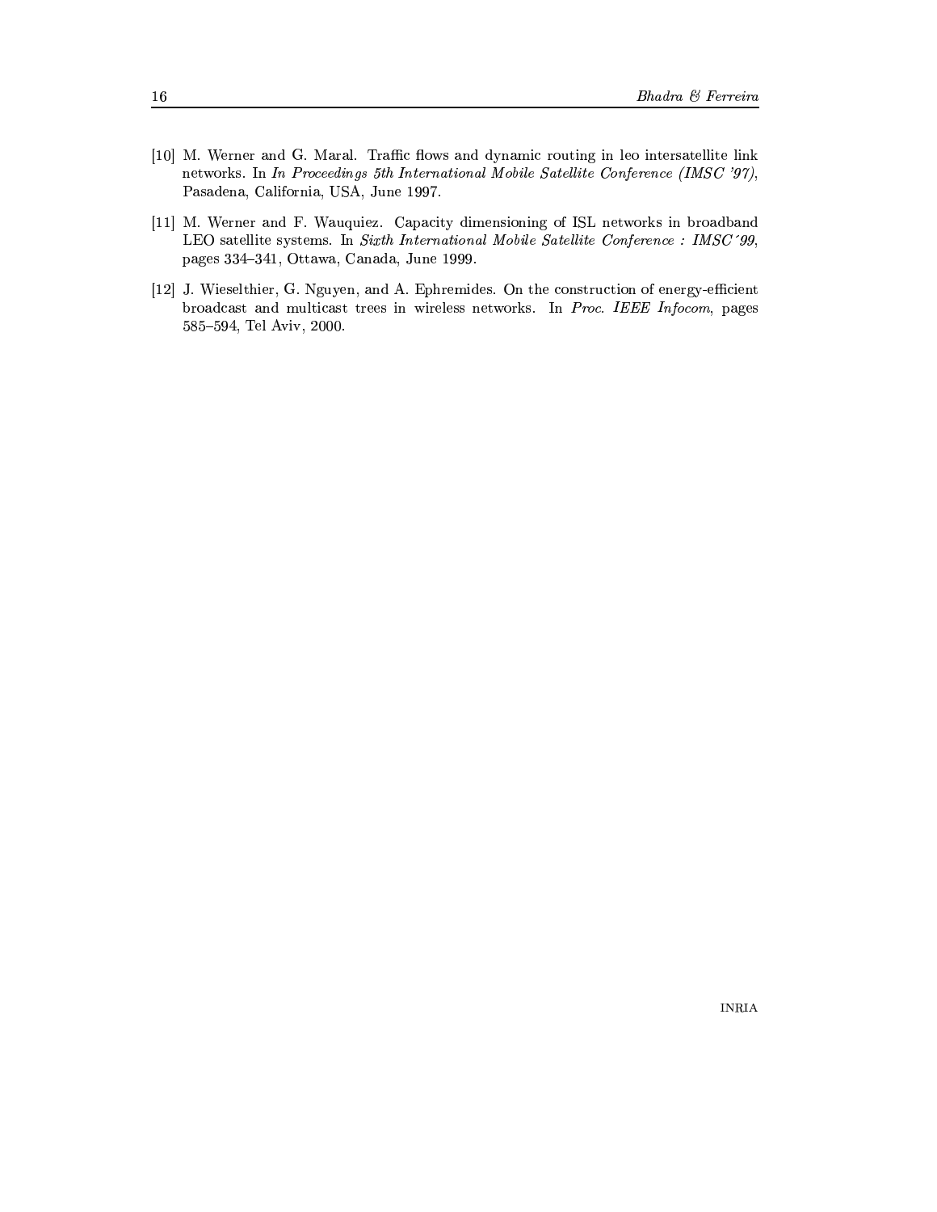[10] M. Werner and G. Maral. Traffic flows and dynamic routing in leo intersatellite link networks. In *In Proceedings 5th International Mobile Satellite Conference (IMSC '97)*, Pasadena, California, USA, June 1997.

[11] M. Werner and F. Wauquiez. Capacity dimensioning of ISL networks in broadband LEO satellite systems. In *Sixth International Mobile Satellite Conference : IMSC´99*, pages 334–341, Ottawa, Canada, June 1999.

[12] J. Wieselthier, G. Nguyen, and A. Ephremides. On the construction of energy-efficient broadcast and multicast trees in wireless networks. In *Proc. IEEE Infocom*, pages 585–594, Tel Aviv, 2000.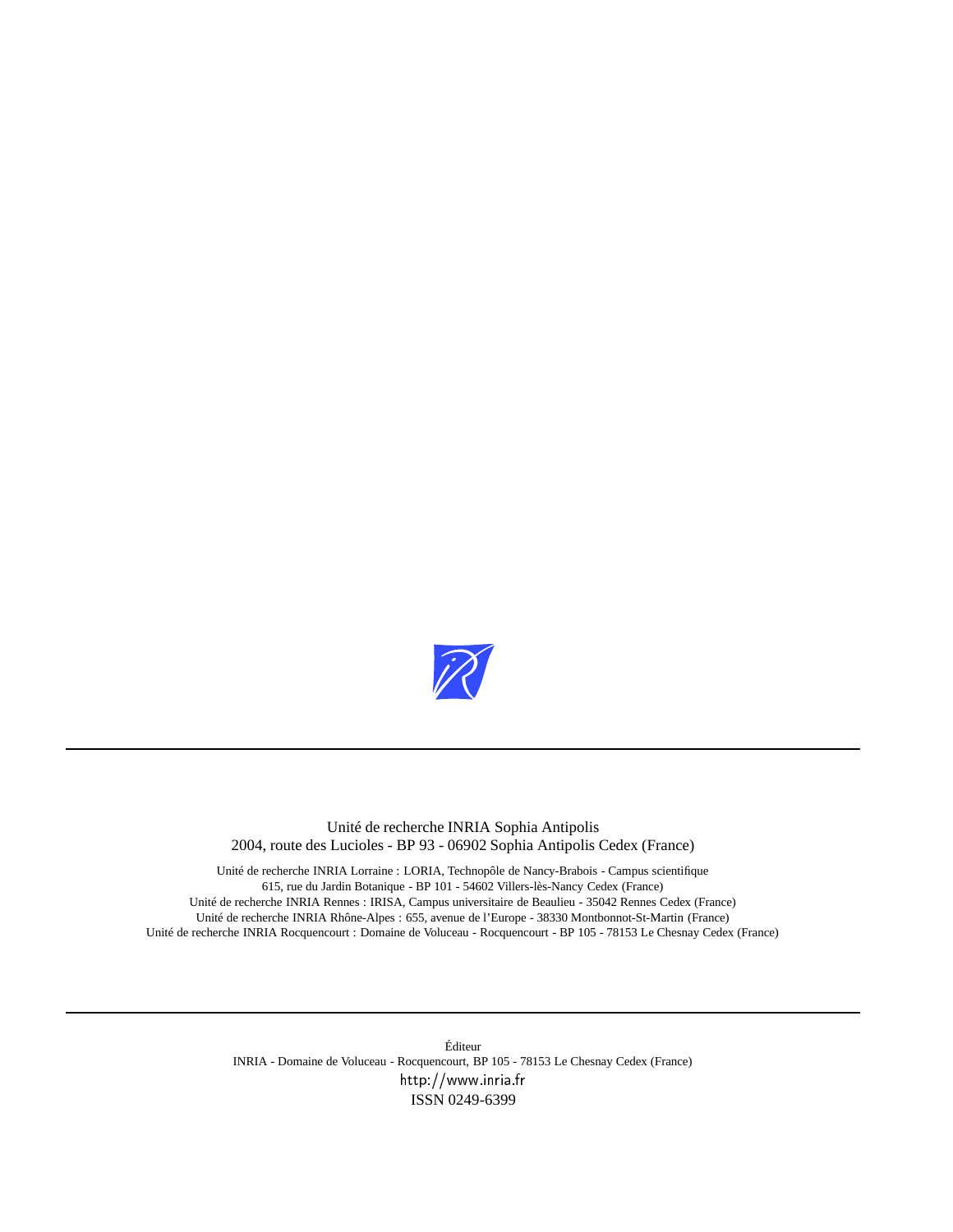Unité de recherche INRIA Sophia Antipolis
2004, route des Lucioles - BP 93 - 06902 Sophia Antipolis Cedex (France)

Unité de recherche INRIA Lorraine : LORIA, Technopôle de Nancy-Brabois - Campus scientifique
615, rue du Jardin Botanique - BP 101 - 54602 Villers-lès-Nancy Cedex (France)
Unité de recherche INRIA Rennes : IRISA, Campus universitaire de Beaulieu - 35042 Rennes Cedex (France)
Unité de recherche INRIA Rhône-Alpes : 655, avenue de l'Europe - 38330 Montbonnot-St-Martin (France)
Unité de recherche INRIA Rocquencourt : Domaine de Voluceau - Rocquencourt - BP 105 - 78153 Le Chesnay Cedex (France)

Éditeur
INRIA - Domaine de Voluceau - Rocquencourt, BP 105 - 78153 Le Chesnay Cedex (France)
http://www.inria.fr
ISSN 0249-6399